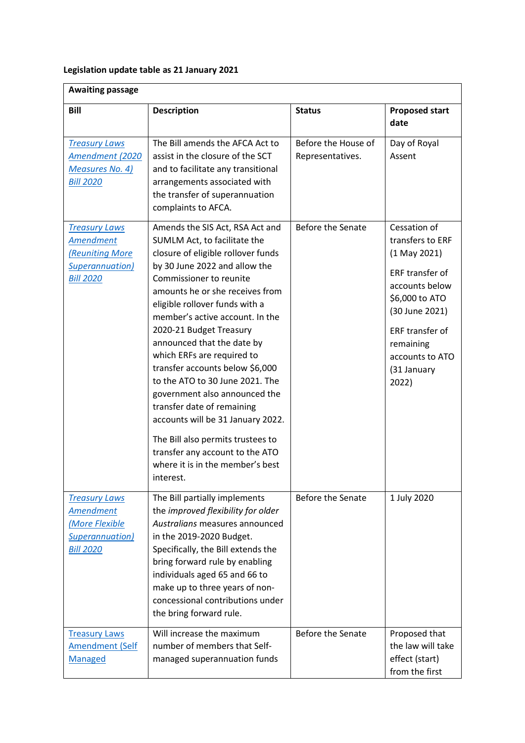**Legislation update table as 21 January 2021**

| Awaiting passage | | | |
|---|---|---|---|
| **Bill** | **Description** | **Status** | **Proposed start date** |
| *Treasury Laws Amendment (2020 Measures No. 4) Bill 2020* | The Bill amends the AFCA Act to assist in the closure of the SCT and to facilitate any transitional arrangements associated with the transfer of superannuation complaints to AFCA. | Before the House of Representatives. | Day of Royal Assent |
| *Treasury Laws Amendment (Reuniting More Superannuation) Bill 2020* | Amends the SIS Act, RSA Act and SUMLM Act, to facilitate the closure of eligible rollover funds by 30 June 2022 and allow the Commissioner to reunite amounts he or she receives from eligible rollover funds with a member's active account. In the 2020-21 Budget Treasury announced that the date by which ERFs are required to transfer accounts below $6,000 to the ATO to 30 June 2021. The government also announced the transfer date of remaining accounts will be 31 January 2022.<br><br>The Bill also permits trustees to transfer any account to the ATO where it is in the member's best interest. | Before the Senate | Cessation of transfers to ERF (1 May 2021)<br><br>ERF transfer of accounts below $6,000 to ATO (30 June 2021)<br><br>ERF transfer of remaining accounts to ATO (31 January 2022) |
| *Treasury Laws Amendment (More Flexible Superannuation) Bill 2020* | The Bill partially implements the *improved flexibility for older Australians* measures announced in the 2019-2020 Budget. Specifically, the Bill extends the bring forward rule by enabling individuals aged 65 and 66 to make up to three years of non-concessional contributions under the bring forward rule. | Before the Senate | 1 July 2020 |
| Treasury Laws Amendment (Self Managed | Will increase the maximum number of members that Self-managed superannuation funds | Before the Senate | Proposed that the law will take effect (start) from the first |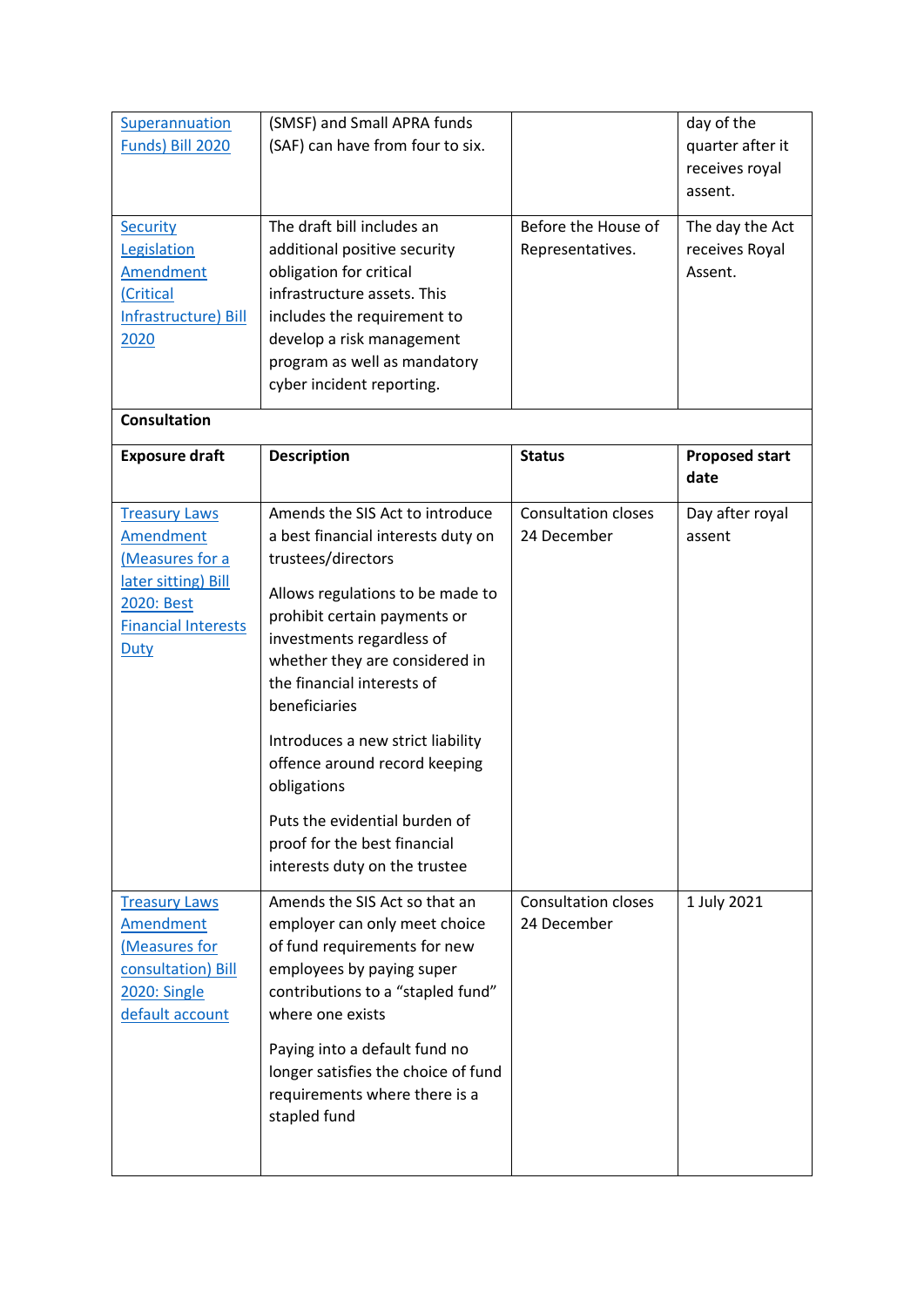| | | | |
|---|---|---|---|
| [Superannuation Funds) Bill 2020]() | (SMSF) and Small APRA funds (SAF) can have from four to six. | | day of the quarter after it receives royal assent. |
| [Security Legislation Amendment (Critical Infrastructure) Bill 2020]() | The draft bill includes an additional positive security obligation for critical infrastructure assets. This includes the requirement to develop a risk management program as well as mandatory cyber incident reporting. | Before the House of Representatives. | The day the Act receives Royal Assent. |
| **Consultation** | | | |
| **Exposure draft** | **Description** | **Status** | **Proposed start date** |
| [Treasury Laws Amendment (Measures for a later sitting) Bill 2020: Best Financial Interests Duty]() | Amends the SIS Act to introduce a best financial interests duty on trustees/directors<br><br>Allows regulations to be made to prohibit certain payments or investments regardless of whether they are considered in the financial interests of beneficiaries<br><br>Introduces a new strict liability offence around record keeping obligations<br><br>Puts the evidential burden of proof for the best financial interests duty on the trustee | Consultation closes 24 December | Day after royal assent |
| [Treasury Laws Amendment (Measures for consultation) Bill 2020: Single default account]() | Amends the SIS Act so that an employer can only meet choice of fund requirements for new employees by paying super contributions to a "stapled fund" where one exists<br><br>Paying into a default fund no longer satisfies the choice of fund requirements where there is a stapled fund | Consultation closes 24 December | 1 July 2021 |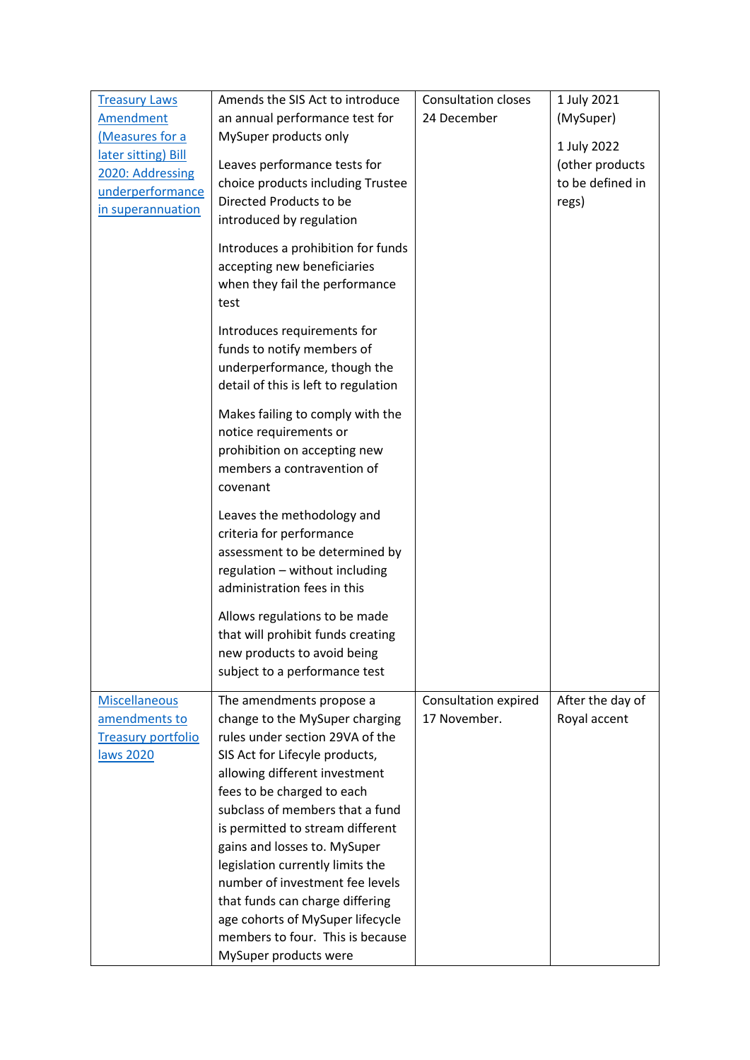| | | | |
|---|---|---|---|
| Treasury Laws Amendment (Measures for a later sitting) Bill 2020: Addressing underperformance in superannuation | Amends the SIS Act to introduce an annual performance test for MySuper products only<br><br>Leaves performance tests for choice products including Trustee Directed Products to be introduced by regulation<br><br>Introduces a prohibition for funds accepting new beneficiaries when they fail the performance test<br><br>Introduces requirements for funds to notify members of underperformance, though the detail of this is left to regulation<br><br>Makes failing to comply with the notice requirements or prohibition on accepting new members a contravention of covenant<br><br>Leaves the methodology and criteria for performance assessment to be determined by regulation – without including administration fees in this<br><br>Allows regulations to be made that will prohibit funds creating new products to avoid being subject to a performance test | Consultation closes 24 December | 1 July 2021 (MySuper)<br><br>1 July 2022 (other products to be defined in regs) |
| Miscellaneous amendments to Treasury portfolio laws 2020 | The amendments propose a change to the MySuper charging rules under section 29VA of the SIS Act for Lifecycle products, allowing different investment fees to be charged to each subclass of members that a fund is permitted to stream different gains and losses to. MySuper legislation currently limits the number of investment fee levels that funds can charge differing age cohorts of MySuper lifecycle members to four. This is because MySuper products were | Consultation expired 17 November. | After the day of Royal accent |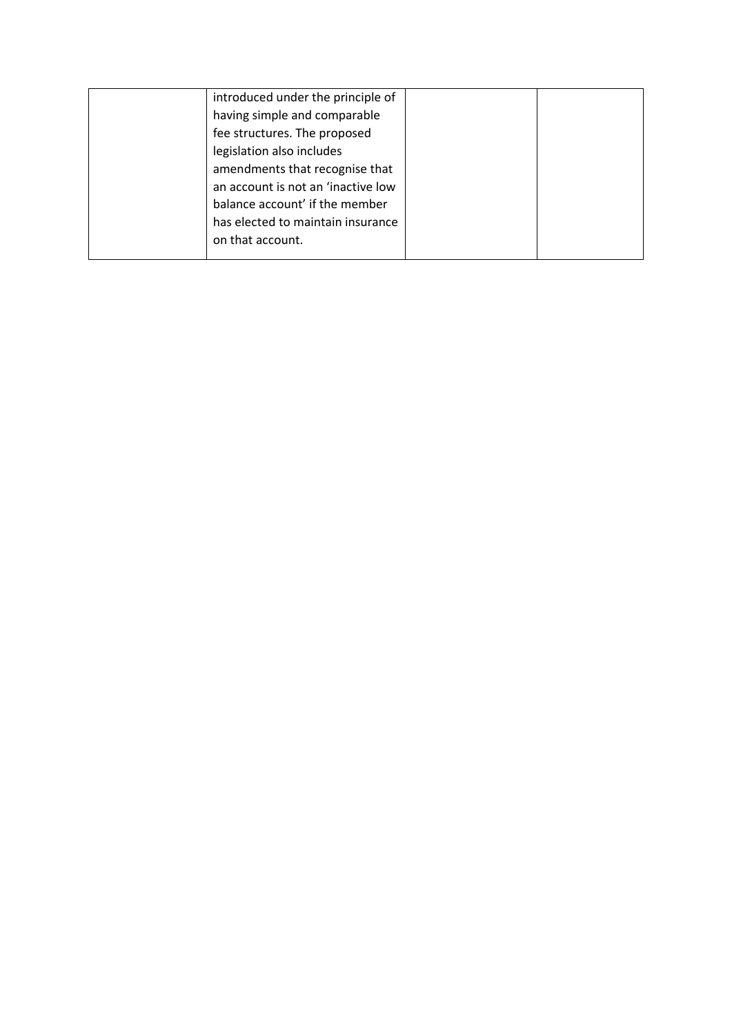|  | introduced under the principle of having simple and comparable fee structures. The proposed legislation also includes amendments that recognise that an account is not an 'inactive low balance account' if the member has elected to maintain insurance on that account. |  |  |
|---|---|---|---|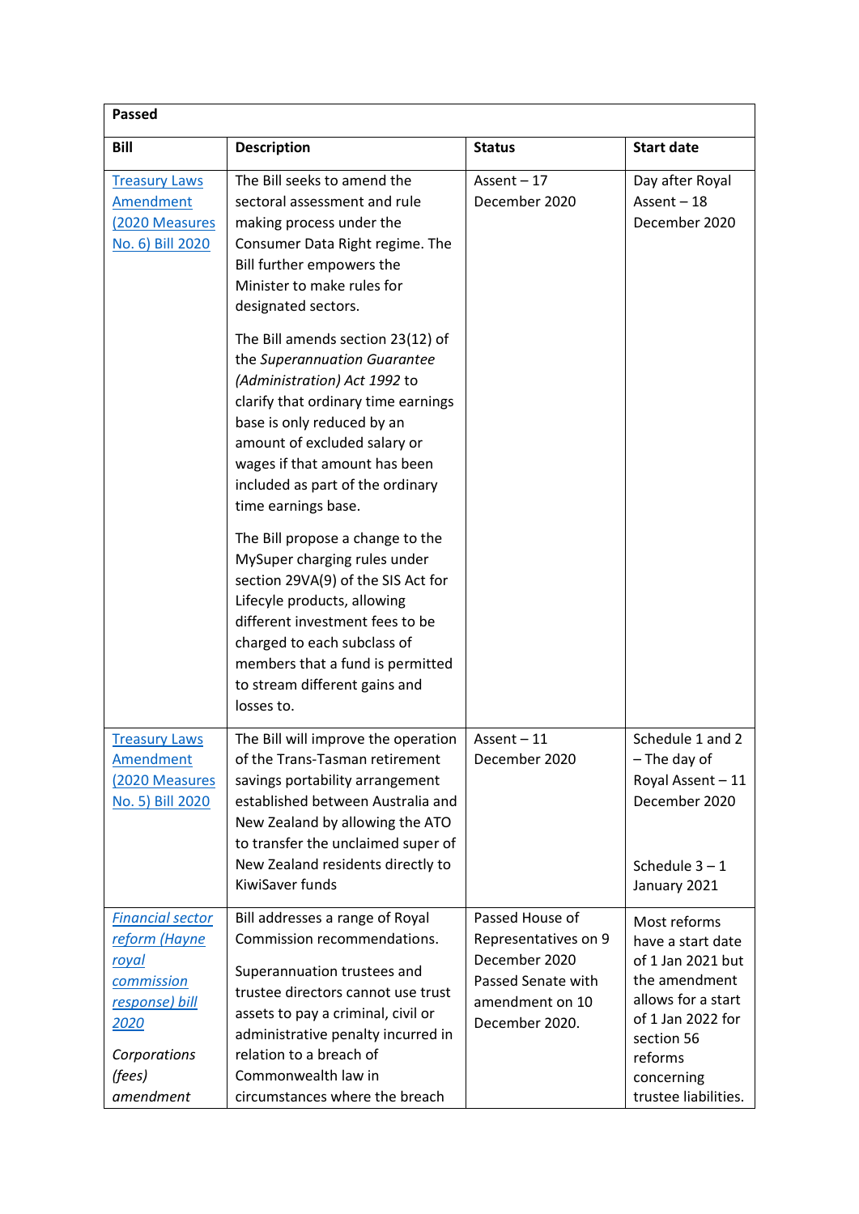| Passed | | | |
|---|---|---|---|
| **Bill** | **Description** | **Status** | **Start date** |
| [Treasury Laws Amendment (2020 Measures No. 6) Bill 2020]() | The Bill seeks to amend the sectoral assessment and rule making process under the Consumer Data Right regime. The Bill further empowers the Minister to make rules for designated sectors.<br><br>The Bill amends section 23(12) of the *Superannuation Guarantee (Administration) Act 1992* to clarify that ordinary time earnings base is only reduced by an amount of excluded salary or wages if that amount has been included as part of the ordinary time earnings base.<br><br>The Bill propose a change to the MySuper charging rules under section 29VA(9) of the SIS Act for Lifecycle products, allowing different investment fees to be charged to each subclass of members that a fund is permitted to stream different gains and losses to. | Assent – 17 December 2020 | Day after Royal Assent – 18 December 2020 |
| [Treasury Laws Amendment (2020 Measures No. 5) Bill 2020]() | The Bill will improve the operation of the Trans-Tasman retirement savings portability arrangement established between Australia and New Zealand by allowing the ATO to transfer the unclaimed super of New Zealand residents directly to KiwiSaver funds | Assent – 11 December 2020 | Schedule 1 and 2 – The day of Royal Assent – 11 December 2020<br><br>Schedule 3 – 1 January 2021 |
| [*Financial sector reform (Hayne royal commission response) bill 2020*]()<br><br>*Corporations (fees) amendment* | Bill addresses a range of Royal Commission recommendations.<br><br>Superannuation trustees and trustee directors cannot use trust assets to pay a criminal, civil or administrative penalty incurred in relation to a breach of Commonwealth law in circumstances where the breach | Passed House of Representatives on 9 December 2020 Passed Senate with amendment on 10 December 2020. | Most reforms have a start date of 1 Jan 2021 but the amendment allows for a start of 1 Jan 2022 for section 56 reforms concerning trustee liabilities. |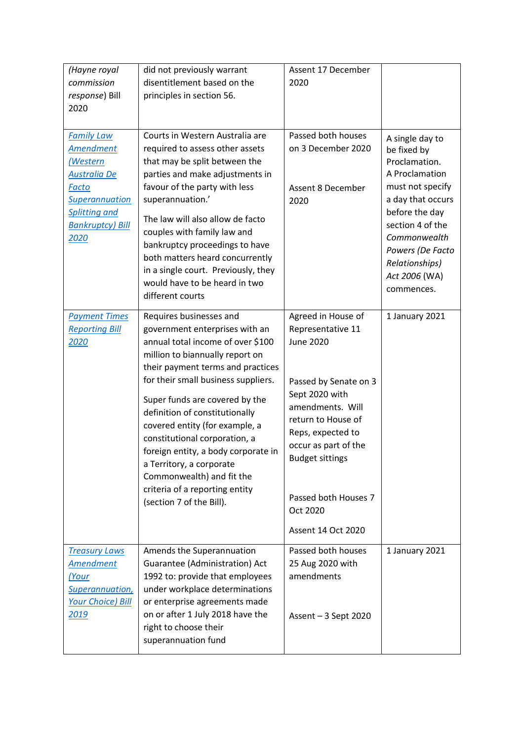| | | | |
|---|---|---|---|
| *(Hayne royal commission response)* Bill 2020 | did not previously warrant disentitlement based on the principles in section 56. | Assent 17 December 2020 | |
| [Family Law Amendment (Western Australia De Facto Superannuation Splitting and Bankruptcy) Bill 2020]() | Courts in Western Australia are required to assess other assets that may be split between the parties and make adjustments in favour of the party with less superannuation.'<br><br>The law will also allow de facto couples with family law and bankruptcy proceedings to have both matters heard concurrently in a single court. Previously, they would have to be heard in two different courts | Passed both houses on 3 December 2020<br><br>Assent 8 December 2020 | A single day to be fixed by Proclamation. A Proclamation must not specify a day that occurs before the day section 4 of the *Commonwealth Powers (De Facto Relationships) Act 2006* (WA) commences. |
| [Payment Times Reporting Bill 2020]() | Requires businesses and government enterprises with an annual total income of over $100 million to biannually report on their payment terms and practices for their small business suppliers.<br><br>Super funds are covered by the definition of constitutionally covered entity (for example, a constitutional corporation, a foreign entity, a body corporate in a Territory, a corporate Commonwealth) and fit the criteria of a reporting entity (section 7 of the Bill). | Agreed in House of Representative 11 June 2020<br><br>Passed by Senate on 3 Sept 2020 with amendments. Will return to House of Reps, expected to occur as part of the Budget sittings<br><br>Passed both Houses 7 Oct 2020<br><br>Assent 14 Oct 2020 | 1 January 2021 |
| [Treasury Laws Amendment (Your Superannuation, Your Choice) Bill 2019]() | Amends the Superannuation Guarantee (Administration) Act 1992 to: provide that employees under workplace determinations or enterprise agreements made on or after 1 July 2018 have the right to choose their superannuation fund | Passed both houses 25 Aug 2020 with amendments<br><br>Assent – 3 Sept 2020 | 1 January 2021 |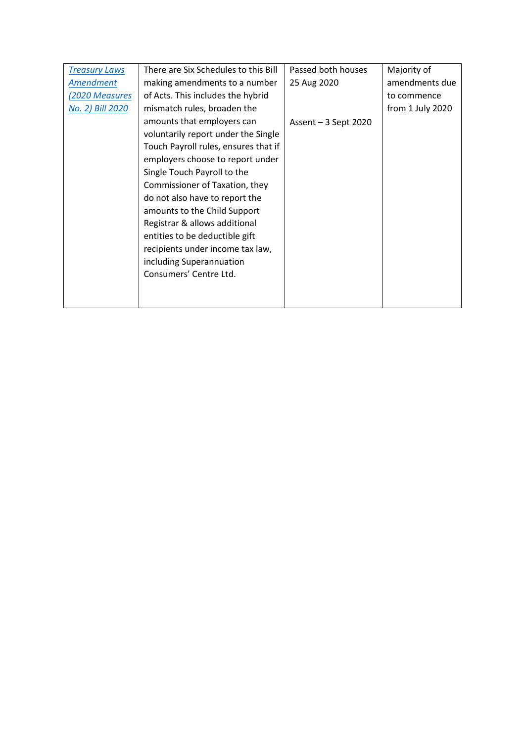| | | | |
|---|---|---|---|
| *[Treasury Laws Amendment (2020 Measures No. 2) Bill 2020]* | There are Six Schedules to this Bill making amendments to a number of Acts. This includes the hybrid mismatch rules, broaden the amounts that employers can voluntarily report under the Single Touch Payroll rules, ensures that if employers choose to report under Single Touch Payroll to the Commissioner of Taxation, they do not also have to report the amounts to the Child Support Registrar & allows additional entities to be deductible gift recipients under income tax law, including Superannuation Consumers' Centre Ltd. | Passed both houses 25 Aug 2020<br><br>Assent – 3 Sept 2020 | Majority of amendments due to commence from 1 July 2020 |